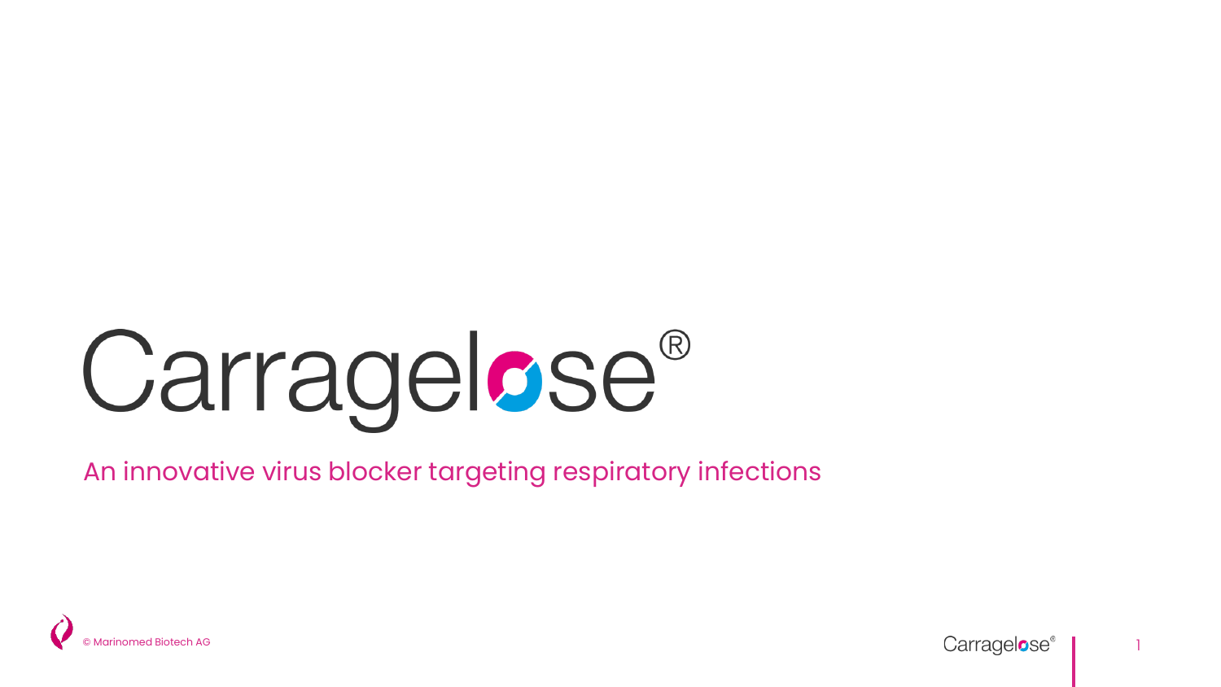# Carragelose®

An innovative virus blocker targeting respiratory infections

© Marinomed Biotech AG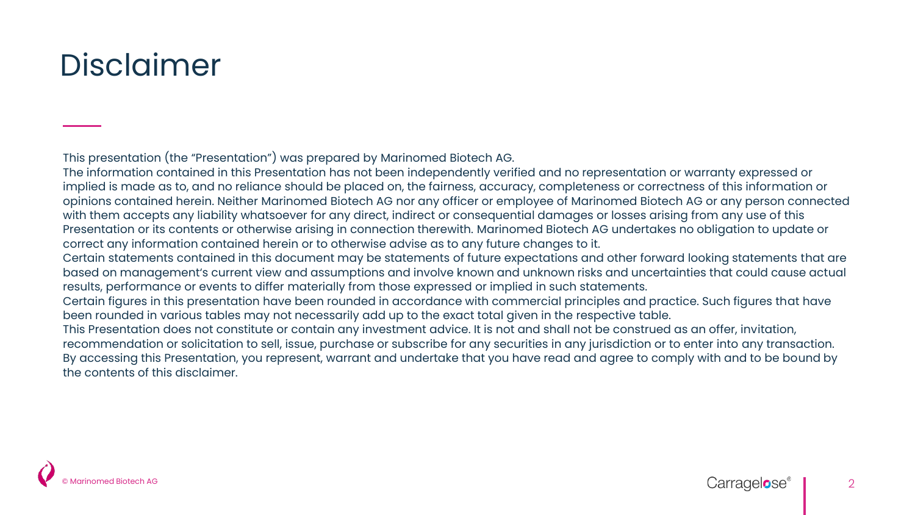# Disclaimer

This presentation (the "Presentation") was prepared by Marinomed Biotech AG.
The information contained in this Presentation has not been independently verified and no representation or warranty expressed or implied is made as to, and no reliance should be placed on, the fairness, accuracy, completeness or correctness of this information or opinions contained herein. Neither Marinomed Biotech AG nor any officer or employee of Marinomed Biotech AG or any person connected with them accepts any liability whatsoever for any direct, indirect or consequential damages or losses arising from any use of this Presentation or its contents or otherwise arising in connection therewith. Marinomed Biotech AG undertakes no obligation to update or correct any information contained herein or to otherwise advise as to any future changes to it.
Certain statements contained in this document may be statements of future expectations and other forward looking statements that are based on management's current view and assumptions and involve known and unknown risks and uncertainties that could cause actual results, performance or events to differ materially from those expressed or implied in such statements.
Certain figures in this presentation have been rounded in accordance with commercial principles and practice. Such figures that have been rounded in various tables may not necessarily add up to the exact total given in the respective table.
This Presentation does not constitute or contain any investment advice. It is not and shall not be construed as an offer, invitation, recommendation or solicitation to sell, issue, purchase or subscribe for any securities in any jurisdiction or to enter into any transaction.
By accessing this Presentation, you represent, warrant and undertake that you have read and agree to comply with and to be bound by the contents of this disclaimer.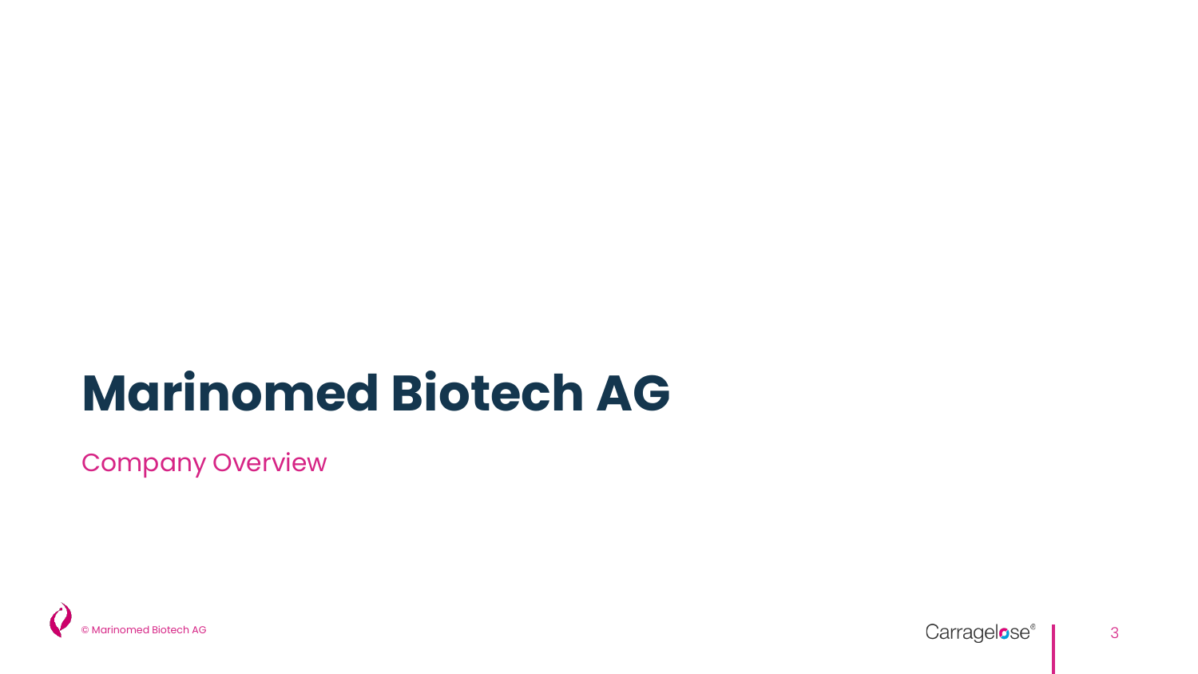# Marinomed Biotech AG

Company Overview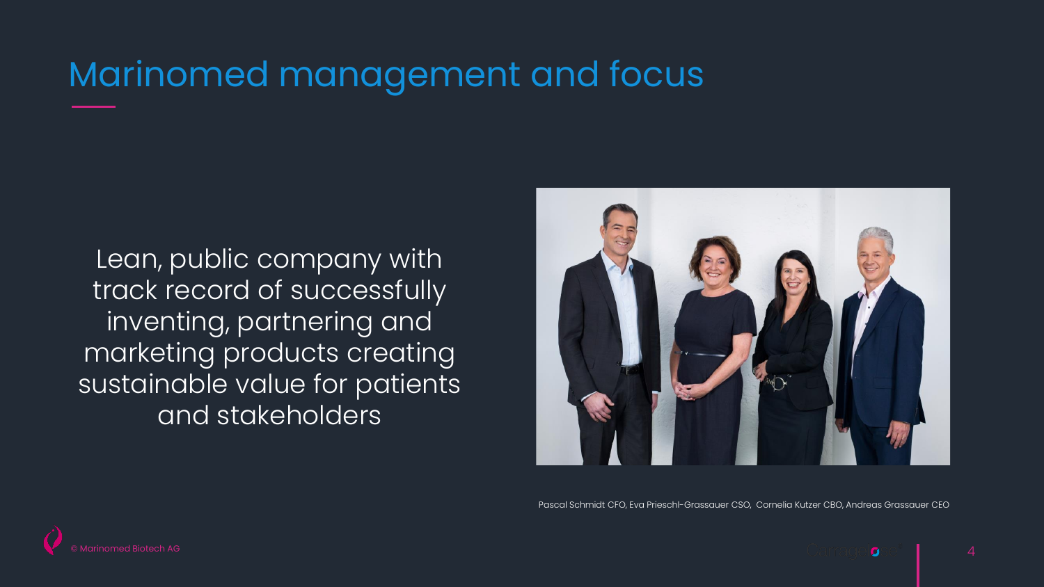# Marinomed management and focus

Lean, public company with track record of successfully inventing, partnering and marketing products creating sustainable value for patients and stakeholders

Pascal Schmidt CFO, Eva Prieschl-Grassauer CSO, Cornelia Kutzer CBO, Andreas Grassauer CEO

© Marinomed Biotech AG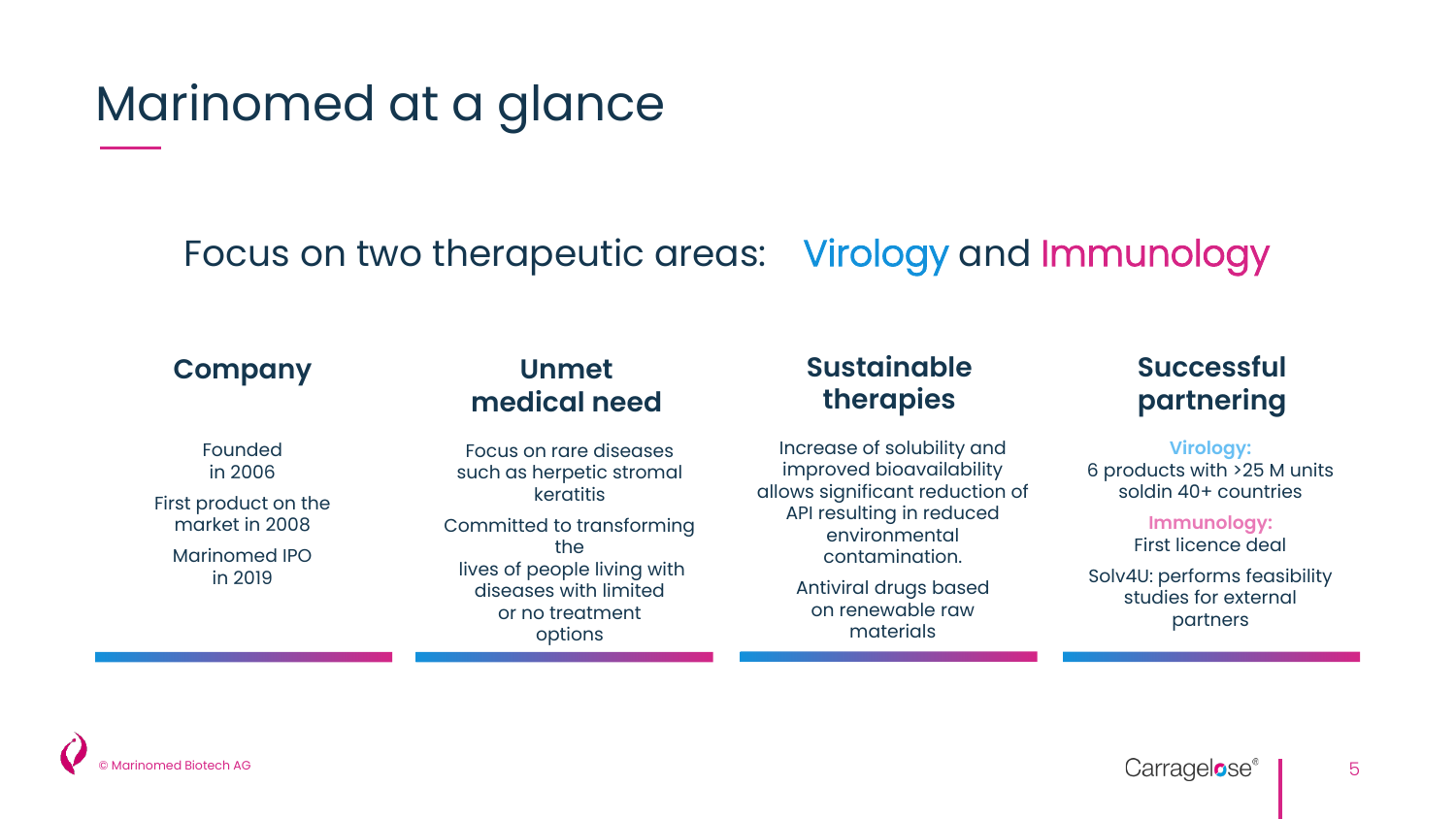# Marinomed at a glance

## Focus on two therapeutic areas: Virology and Immunology

### Company

Founded in 2006

First product on the market in 2008

Marinomed IPO in 2019

### Unmet medical need

Focus on rare diseases such as herpetic stromal keratitis

Committed to transforming the lives of people living with diseases with limited or no treatment options

### Sustainable therapies

Increase of solubility and improved bioavailability allows significant reduction of API resulting in reduced environmental contamination.

Antiviral drugs based on renewable raw materials

### Successful partnering

**Virology:**
6 products with >25 M units soldin 40+ countries

**Immunology:**
First licence deal

Solv4U: performs feasibility studies for external partners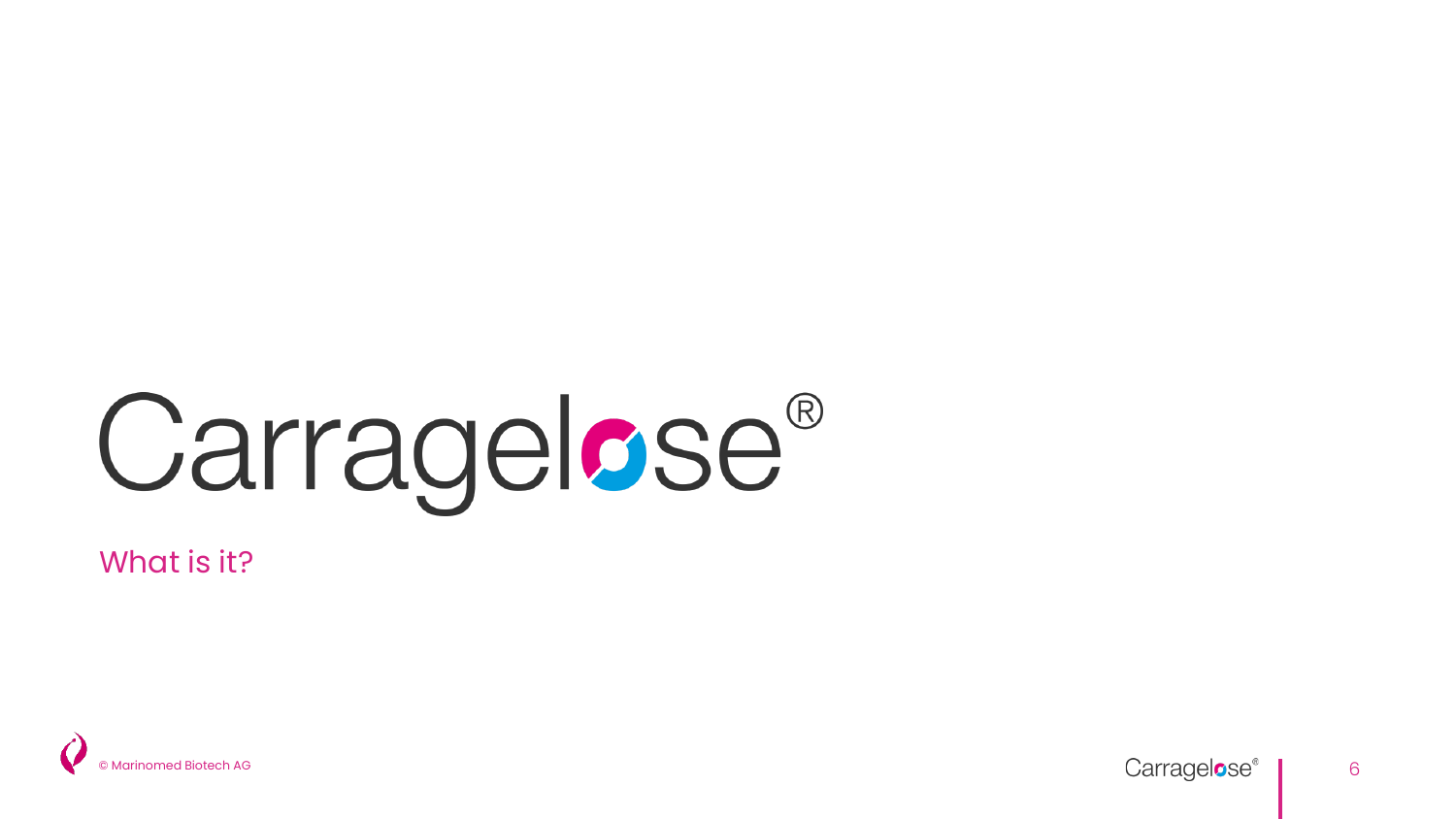# Carragelose®

What is it?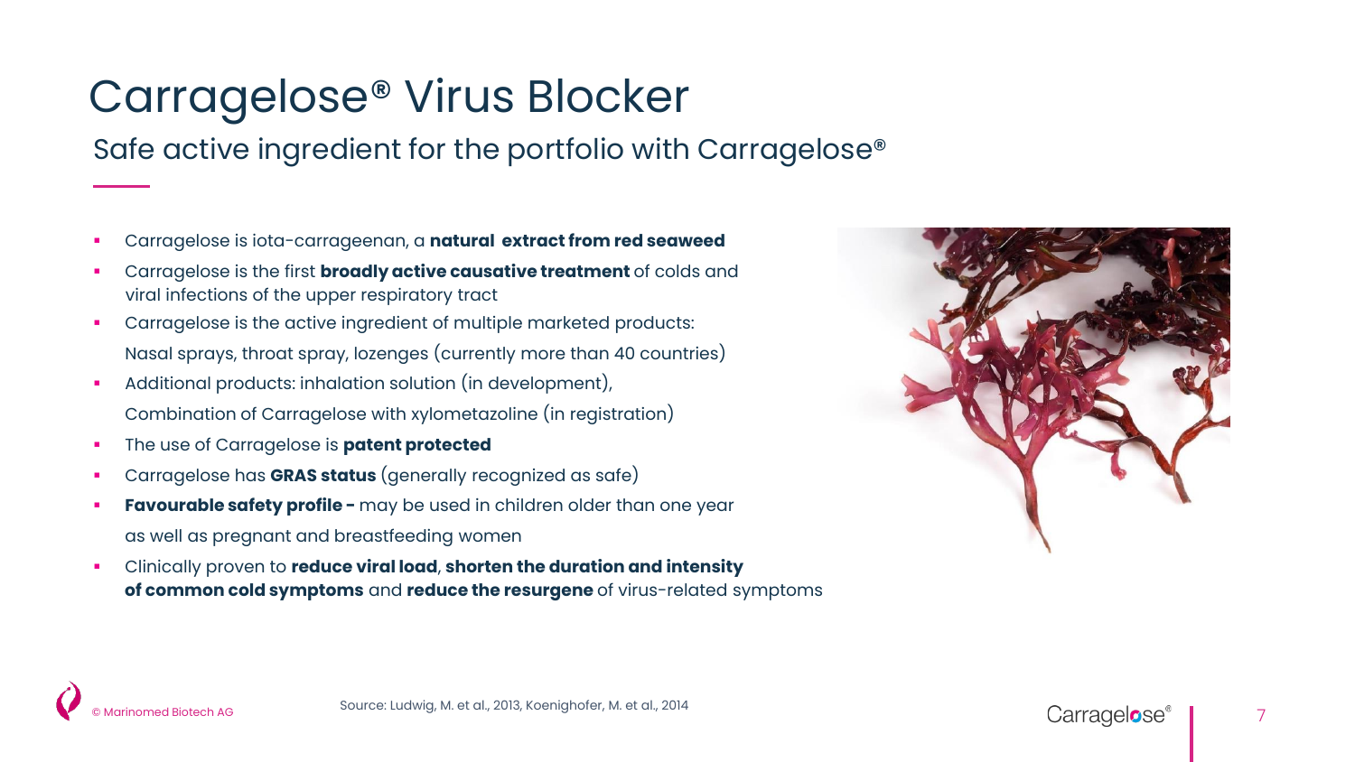# Carragelose® Virus Blocker

## Safe active ingredient for the portfolio with Carragelose®

- Carragelose is iota-carrageenan, a **natural extract from red seaweed**
- Carragelose is the first **broadly active causative treatment** of colds and viral infections of the upper respiratory tract
- Carragelose is the active ingredient of multiple marketed products: Nasal sprays, throat spray, lozenges (currently more than 40 countries)
- Additional products: inhalation solution (in development), Combination of Carragelose with xylometazoline (in registration)
- The use of Carragelose is **patent protected**
- Carragelose has **GRAS status** (generally recognized as safe)
- **Favourable safety profile -** may be used in children older than one year as well as pregnant and breastfeeding women
- Clinically proven to **reduce viral load**, **shorten the duration and intensity of common cold symptoms** and **reduce the resurgene** of virus-related symptoms

Source: Ludwig, M. et al., 2013, Koenighofer, M. et al., 2014

© Marinomed Biotech AG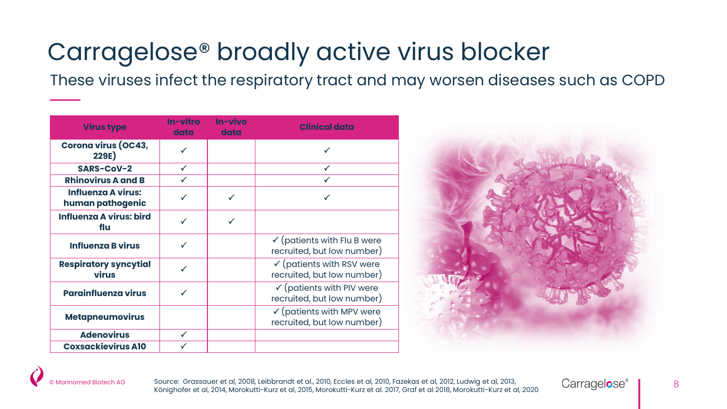# Carragelose® broadly active virus blocker

## These viruses infect the respiratory tract and may worsen diseases such as COPD

| Virus type | In-vitro data | In-vivo data | Clinical data |
|---|---|---|---|
| **Corona virus (OC43, 229E)** | ✓ | | ✓ |
| **SARS-CoV-2** | ✓ | | ✓ |
| **Rhinovirus A and B** | ✓ | | ✓ |
| **Influenza A virus: human pathogenic** | ✓ | ✓ | ✓ |
| **Influenza A virus: bird flu** | ✓ | ✓ | |
| **Influenza B virus** | ✓ | | ✓ (patients with Flu B were recruited, but low number) |
| **Respiratory syncytial virus** | ✓ | | ✓ (patients with RSV were recruited, but low number) |
| **Parainfluenza virus** | ✓ | | ✓ (patients with PIV were recruited, but low number) |
| **Metapneumovirus** | | | ✓ (patients with MPV were recruited, but low number) |
| **Adenovirus** | ✓ | | |
| **Coxsackievirus A10** | ✓ | | |

© Marinomed Biotech AG

Source: Grassauer et al, 2008, Leibbrandt et al., 2010, Eccles et al, 2010, Fazekas et al, 2012, Ludwig et al, 2013, Könighofer et al, 2014, Morokutti-Kurz et al, 2015, Morokutti-Kurz et al. 2017, Graf et al 2018, Morokutti-Kurz et al, 2020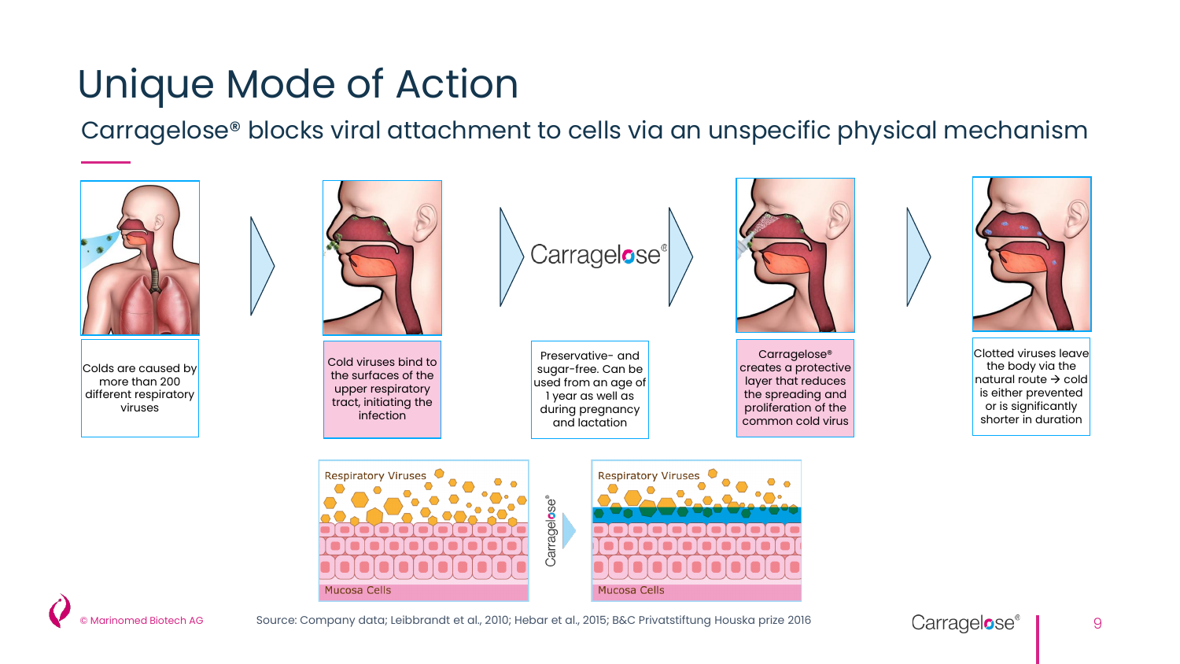# Unique Mode of Action

## Carragelose® blocks viral attachment to cells via an unspecific physical mechanism

Colds are caused by more than 200 different respiratory viruses

Cold viruses bind to the surfaces of the upper respiratory tract, initiating the infection

Carragelose®

Preservative- and sugar-free. Can be used from an age of 1 year as well as during pregnancy and lactation

Carragelose® creates a protective layer that reduces the spreading and proliferation of the common cold virus

Clotted viruses leave the body via the natural route → cold is either prevented or is significantly shorter in duration

Respiratory Viruses

Mucosa Cells

Carragelose®

Respiratory Viruses

Mucosa Cells

© Marinomed Biotech AG

Source: Company data; Leibbrandt et al., 2010; Hebar et al., 2015; B&C Privatstiftung Houska prize 2016

Carragelose®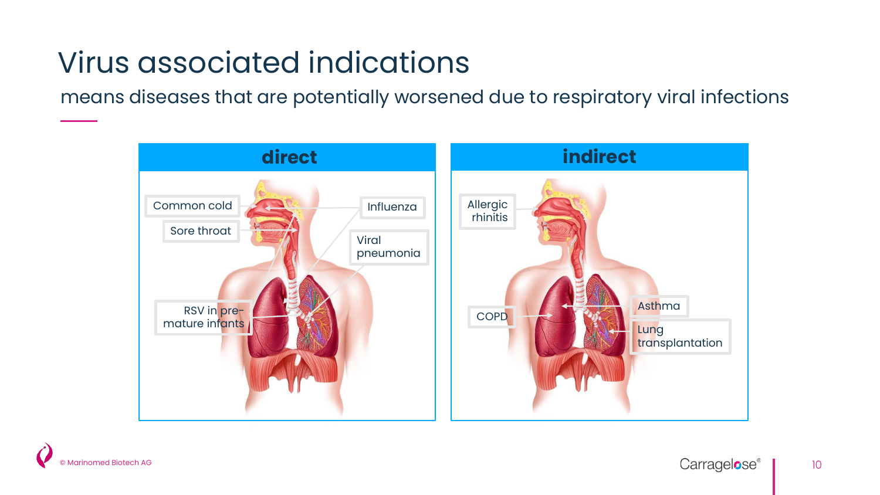# Virus associated indications

means diseases that are potentially worsened due to respiratory viral infections

## direct

- Common cold
- Sore throat
- Influenza
- Viral pneumonia
- RSV in pre-mature infants

## indirect

- Allergic rhinitis
- COPD
- Asthma
- Lung transplantation

© Marinomed Biotech AG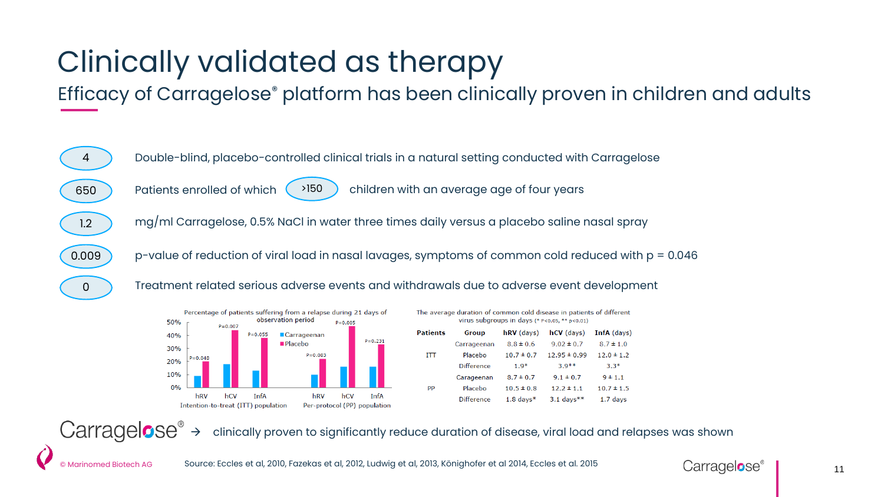# Clinically validated as therapy

## Efficacy of Carragelose® platform has been clinically proven in children and adults

- **4** — Double-blind, placebo-controlled clinical trials in a natural setting conducted with Carragelose
- **650** — Patients enrolled of which **>150** children with an average age of four years
- **1.2** — mg/ml Carragelose, 0.5% NaCl in water three times daily versus a placebo saline nasal spray
- **0.009** — p-value of reduction of viral load in nasal lavages, symptoms of common cold reduced with p = 0.046
- **0** — Treatment related serious adverse events and withdrawals due to adverse event development

Percentage of patients suffering from a relapse during 21 days of observation period

| Population | Virus | Carrageenan | Placebo | P-value |
|---|---|---|---|---|
| Intention-to-treat (ITT) population | hRV | | | P=0.048 |
| | hCV | | | P=0.007 |
| | InfA | | | P=0.055 |
| Per-protocol (PP) population | hRV | | | P=0.083 |
| | hCV | | | P=0.005 |
| | InfA | | | P=0.231 |

The average duration of common cold disease in patients of different virus subgroups in days (* $p<0.05$, ** $p<0.01$)

| Patients | Group | hRV (days) | hCV (days) | InfA (days) |
|---|---|---|---|---|
| ITT | Carrageenan | 8.8 ± 0.6 | 9.02 ± 0.7 | 8.7 ± 1.0 |
| | Placebo | 10.7 ± 0.7 | 12.95 ± 0.99 | 12.0 ± 1.2 |
| | Difference | 1.9* | 3.9** | 3.3* |
| PP | Carageenan | 8.7 ± 0.7 | 9.1 ± 0.7 | 9 ± 1.1 |
| | Placebo | 10.5 ± 0.8 | 12.2 ± 1.1 | 10.7 ± 1.5 |
| | Difference | 1.8 days* | 3.1 days** | 1.7 days |

Carragelose® → clinically proven to significantly reduce duration of disease, viral load and relapses was shown

© Marinomed Biotech AG

Source: Eccles et al, 2010, Fazekas et al, 2012, Ludwig et al, 2013, Königshofer et al 2014, Eccles et al. 2015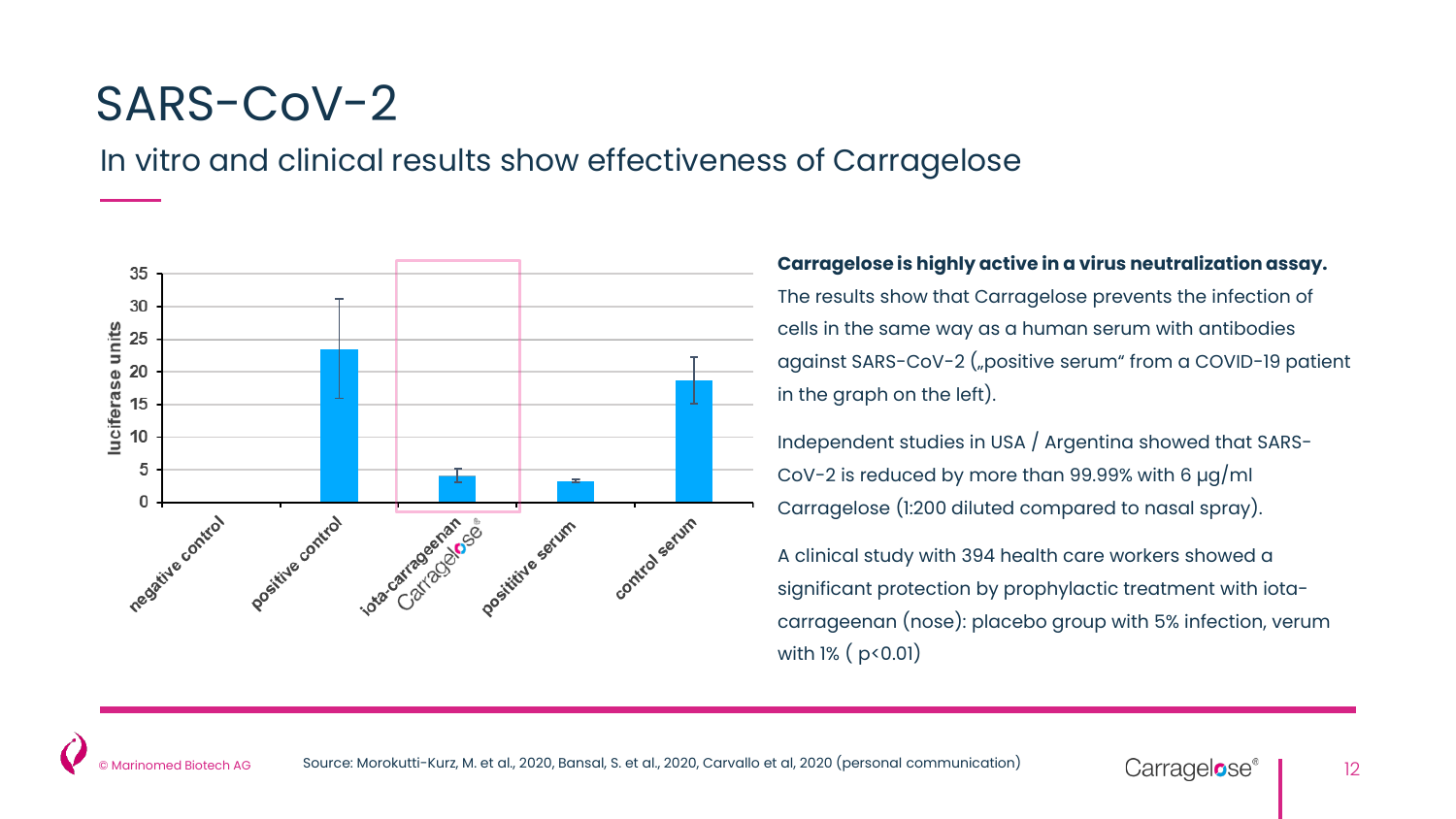# SARS-CoV-2

## In vitro and clinical results show effectiveness of Carragelose

| | luciferase units |
|---|---|
| negative control | 0 |
| positive control | ~23.5 |
| iota-carrageenan Carragelose® | ~4 |
| posititive serum | ~3.2 |
| control serum | ~18.7 |

**Carragelose is highly active in a virus neutralization assay.** The results show that Carragelose prevents the infection of cells in the same way as a human serum with antibodies against SARS-CoV-2 („positive serum" from a COVID-19 patient in the graph on the left).

Independent studies in USA / Argentina showed that SARS-CoV-2 is reduced by more than 99.99% with 6 µg/ml Carragelose (1:200 diluted compared to nasal spray).

A clinical study with 394 health care workers showed a significant protection by prophylactic treatment with iota-carrageenan (nose): placebo group with 5% infection, verum with 1% ( $p<0.01$)

© Marinomed Biotech AG

Source: Morokutti-Kurz, M. et al., 2020, Bansal, S. et al., 2020, Carvallo et al, 2020 (personal communication)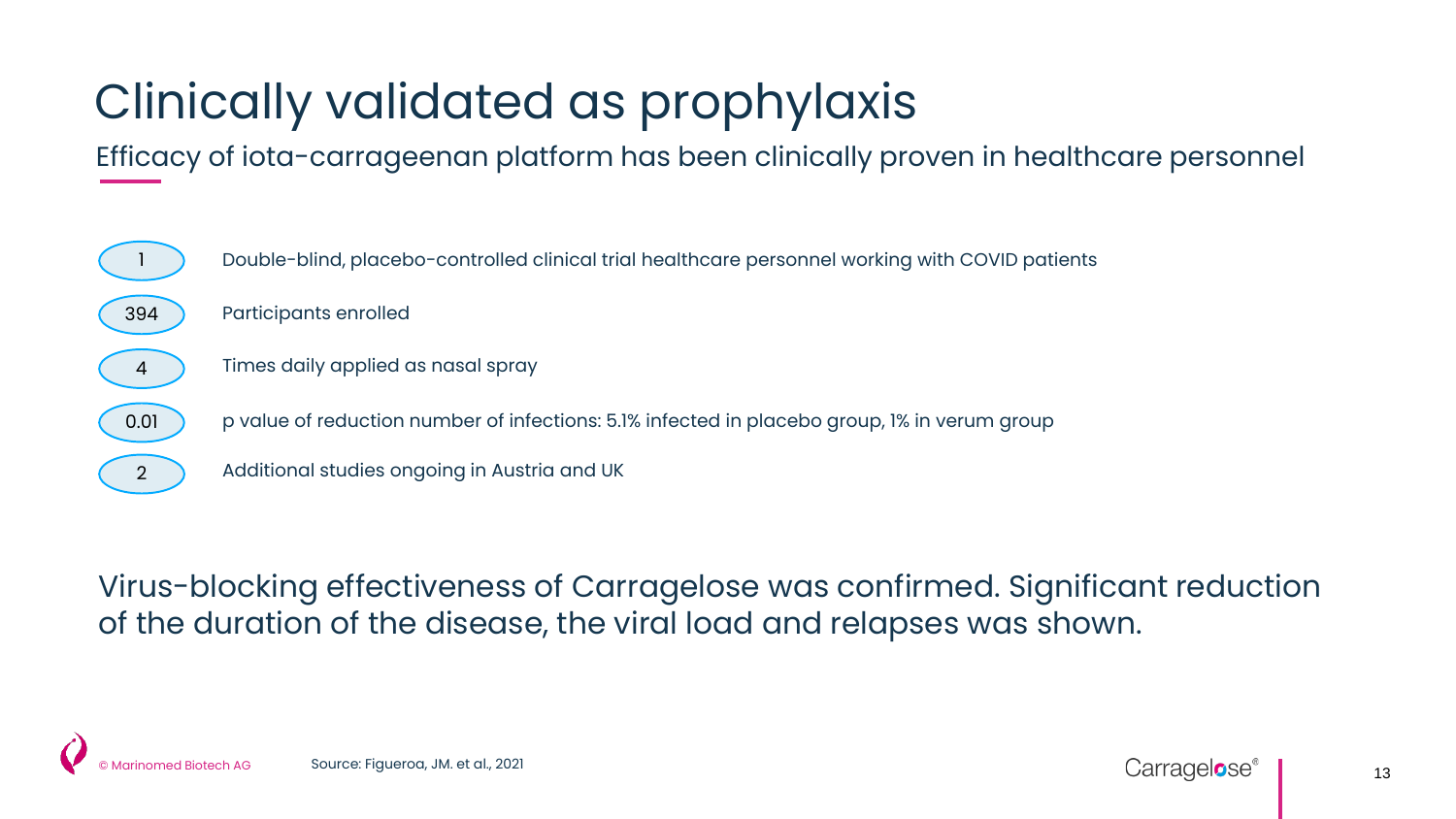# Clinically validated as prophylaxis

Efficacy of iota-carrageenan platform has been clinically proven in healthcare personnel

| | |
|---|---|
| 1 | Double-blind, placebo-controlled clinical trial healthcare personnel working with COVID patients |
| 394 | Participants enrolled |
| 4 | Times daily applied as nasal spray |
| 0.01 | p value of reduction number of infections: 5.1% infected in placebo group, 1% in verum group |
| 2 | Additional studies ongoing in Austria and UK |

Virus-blocking effectiveness of Carragelose was confirmed. Significant reduction of the duration of the disease, the viral load and relapses was shown.

© Marinomed Biotech AG

Source: Figueroa, JM. et al., 2021

Carragelose®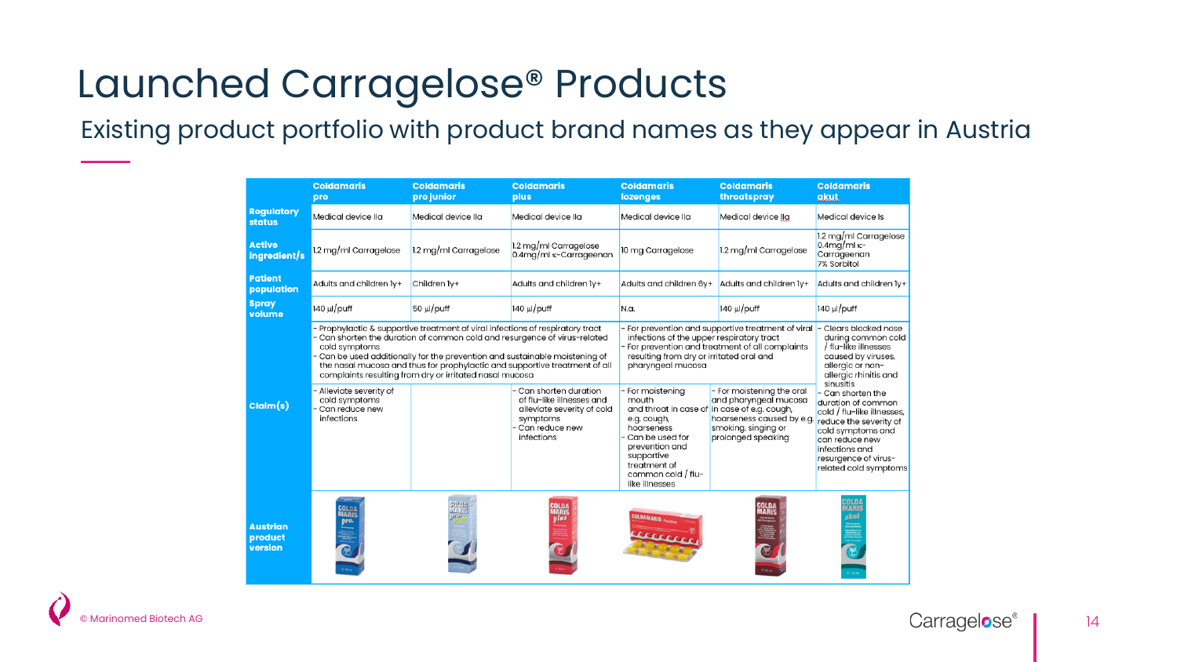# Launched Carragelose® Products

## Existing product portfolio with product brand names as they appear in Austria

| | Coldamaris pro | Coldamaris pro junior | Coldamaris plus | Coldamaris lozenges | Coldamaris throatspray | Coldamaris akut |
|---|---|---|---|---|---|---|
| Regulatory status | Medical device IIa | Medical device IIa | Medical device IIa | Medical device IIa | Medical device IIa | Medical device Is |
| Active ingredient/s | 1.2 mg/ml Carragelose | 1.2 mg/ml Carragelose | 1.2 mg/ml Carragelose 0.4mg/ml κ-Carrageenan | 10 mg Carragelose | 1.2 mg/ml Carragelose | 1.2 mg/ml Carragelose 0.4mg/ml κ-Carrageenan 7% Sorbitol |
| Patient population | Adults and children 1y+ | Children 1y+ | Adults and children 1y+ | Adults and children 6y+ | Adults and children 1y+ | Adults and children 1y+ |
| Spray volume | 140 µl/puff | 50 µl/puff | 140 µl/puff | N.a. | 140 µl/puff | 140 µl/puff |
| Claim(s) | - Prophylactic & supportive treatment of viral infections of respiratory tract<br>- Can shorten the duration of common cold and resurgence of virus-related cold symptoms<br>- Can be used additionally for the prevention and sustainable moistening of the nasal mucosa and thus for prophylactic and supportive treatment of all complaints resulting from dry or irritated nasal mucosa | | | - For prevention and supportive treatment of viral infections of the upper respiratory tract<br>- For prevention and treatment of all complaints resulting from dry or irritated oral and pharyngeal mucosa | | - Clears blocked nose during common cold / flu-like illnesses caused by viruses, allergic or non-allergic rhinitis and sinusitis<br>- Can shorten the duration of common cold / flu-like illnesses, reduce the severity of cold symptoms and can reduce new infections and resurgence of virus-related cold symptoms |
| | - Alleviate severity of cold symptoms<br>- Can reduce new infections | | - Can shorten duration of flu-like illnesses and alleviate severity of cold symptoms<br>- Can reduce new infections | - For moistening mouth and throat in case of e.g. cough, hoarseness<br>- Can be used for prevention and supportive treatment of common cold / flu-like illnesses | - For moistening the oral and pharyngeal mucosa in case of e.g. cough, hoarseness caused by e.g. smoking, singing or prolonged speaking | |
| Austrian product version | | | | | | |

© Marinomed Biotech AG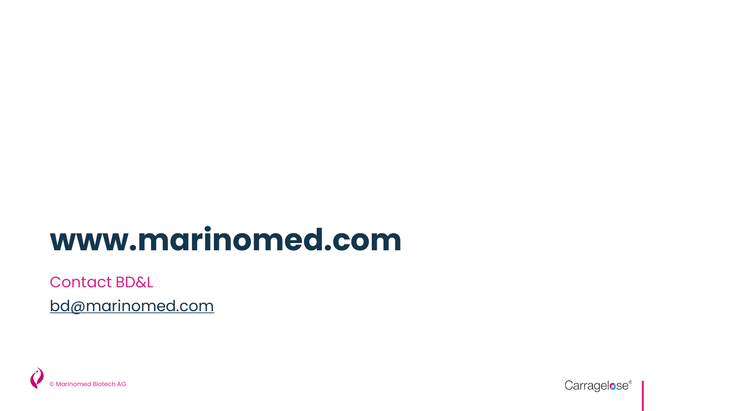# www.marinomed.com

Contact BD&L

bd@marinomed.com

© Marinomed Biotech AG

Carragelose®